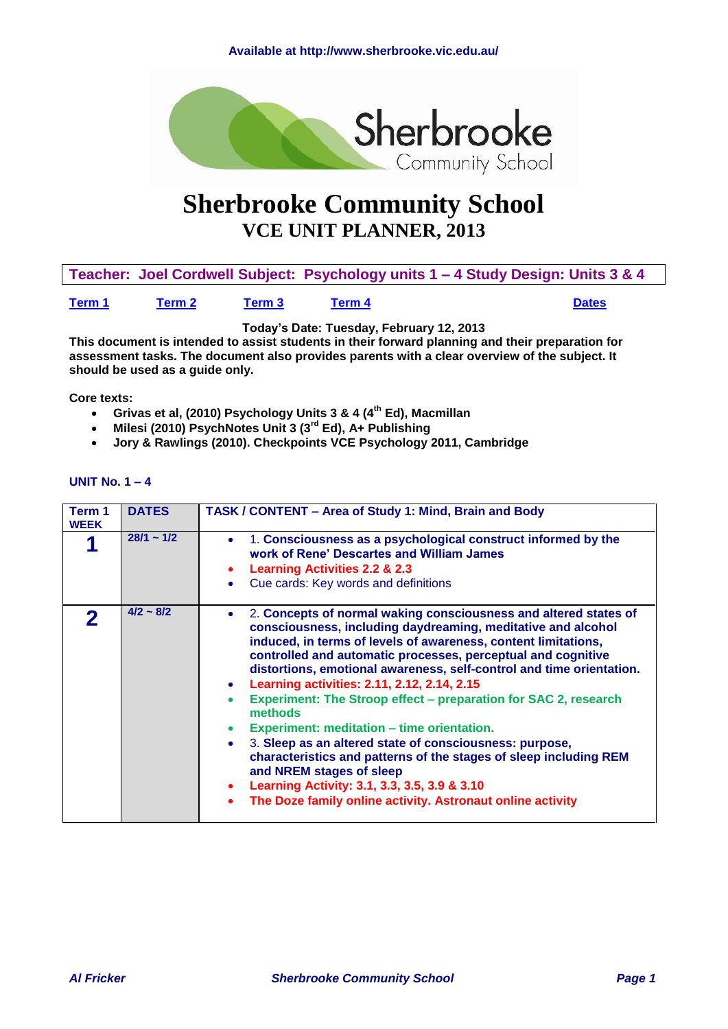Available at http://www.sherbrooke.vic.edu.au/

# Sherbrooke Community School
## VCE UNIT PLANNER, 2013

**Teacher: Joel Cordwell Subject: Psychology units 1 – 4 Study Design: Units 3 & 4**

Term 1 Term 2 Term 3 Term 4 Dates

**Today's Date: Tuesday, February 12, 2013**

**This document is intended to assist students in their forward planning and their preparation for assessment tasks. The document also provides parents with a clear overview of the subject. It should be used as a guide only.**

**Core texts:**

- **Grivas et al, (2010) Psychology Units 3 & 4 (4th Ed), Macmillan**
- **Milesi (2010) PsychNotes Unit 3 (3rd Ed), A+ Publishing**
- **Jory & Rawlings (2010). Checkpoints VCE Psychology 2011, Cambridge**

**UNIT No. 1 – 4**

| Term 1 WEEK | DATES | TASK / CONTENT – Area of Study 1: Mind, Brain and Body |
|---|---|---|
| **1** | 28/1 ~ 1/2 | • 1. **Consciousness as a psychological construct informed by the work of Rene' Descartes and William James**<br>• **Learning Activities 2.2 & 2.3**<br>• Cue cards: Key words and definitions |
| **2** | 4/2 ~ 8/2 | • 2. **Concepts of normal waking consciousness and altered states of consciousness, including daydreaming, meditative and alcohol induced, in terms of levels of awareness, content limitations, controlled and automatic processes, perceptual and cognitive distortions, emotional awareness, self-control and time orientation.**<br>• **Learning activities: 2.11, 2.12, 2.14, 2.15**<br>• **Experiment: The Stroop effect – preparation for SAC 2, research methods**<br>• **Experiment: meditation – time orientation.**<br>• 3. **Sleep as an altered state of consciousness: purpose, characteristics and patterns of the stages of sleep including REM and NREM stages of sleep**<br>• **Learning Activity: 3.1, 3.3, 3.5, 3.9 & 3.10**<br>• **The Doze family online activity. Astronaut online activity** |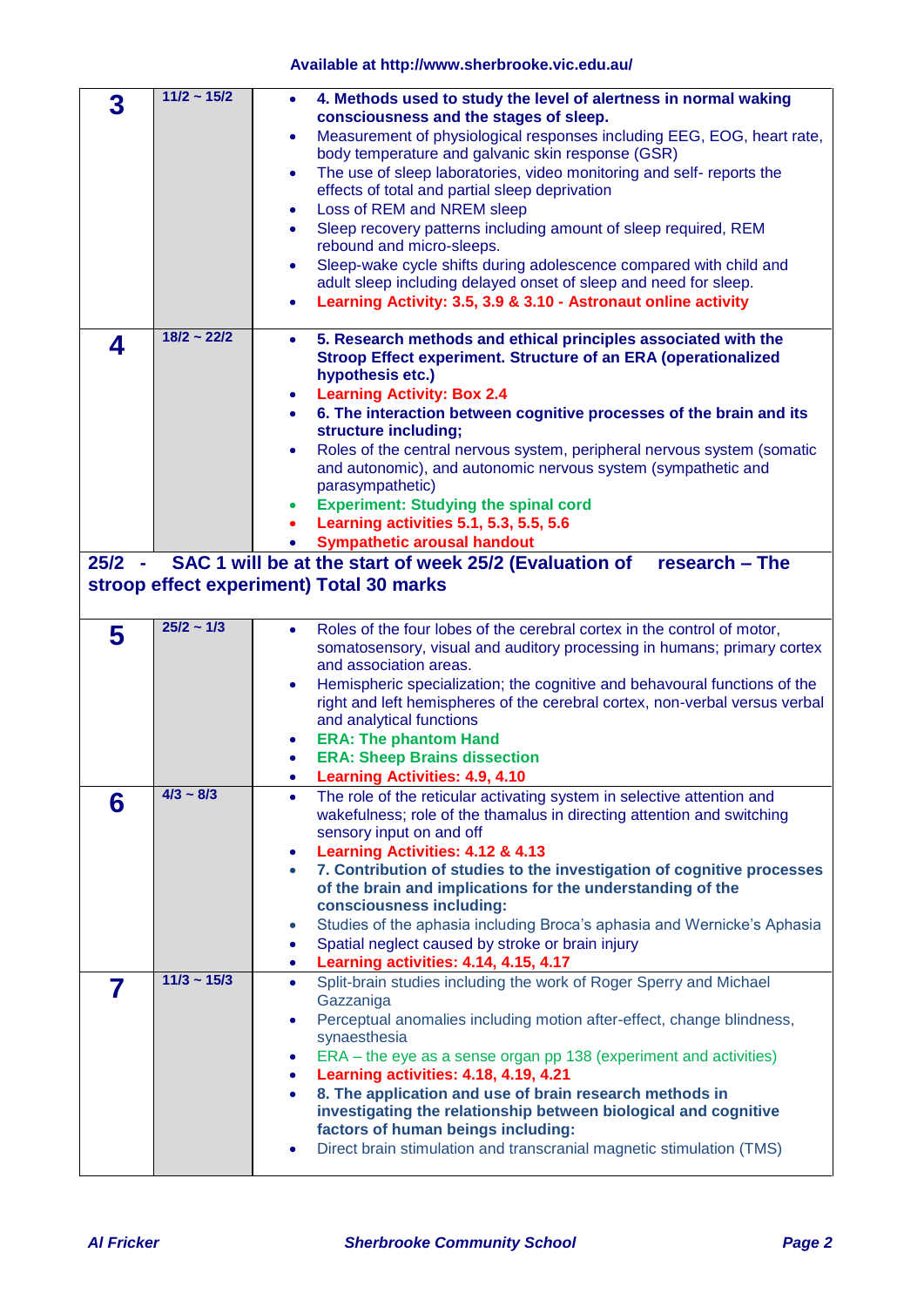| Week | Dates | Content |
|---|---|---|
| **3** | **11/2 ~ 15/2** | • **4. Methods used to study the level of alertness in normal waking consciousness and the stages of sleep.**<br>• Measurement of physiological responses including EEG, EOG, heart rate, body temperature and galvanic skin response (GSR)<br>• The use of sleep laboratories, video monitoring and self- reports the effects of total and partial sleep deprivation<br>• Loss of REM and NREM sleep<br>• Sleep recovery patterns including amount of sleep required, REM rebound and micro-sleeps.<br>• Sleep-wake cycle shifts during adolescence compared with child and adult sleep including delayed onset of sleep and need for sleep.<br>• **Learning Activity: 3.5, 3.9 & 3.10 - Astronaut online activity** |
| **4** | **18/2 ~ 22/2** | • **5. Research methods and ethical principles associated with the Stroop Effect experiment. Structure of an ERA (operationalized hypothesis etc.)**<br>• **Learning Activity: Box 2.4**<br>• **6. The interaction between cognitive processes of the brain and its structure including;**<br>• Roles of the central nervous system, peripheral nervous system (somatic and autonomic), and autonomic nervous system (sympathetic and parasympathetic)<br>• **Experiment: Studying the spinal cord**<br>• **Learning activities 5.1, 5.3, 5.5, 5.6**<br>• **Sympathetic arousal handout** |
| **25/2 - SAC 1 will be at the start of week 25/2 (Evaluation of research – The stroop effect experiment) Total 30 marks** | | |
| **5** | **25/2 ~ 1/3** | • Roles of the four lobes of the cerebral cortex in the control of motor, somatosensory, visual and auditory processing in humans; primary cortex and association areas.<br>• Hemispheric specialization; the cognitive and behavoural functions of the right and left hemispheres of the cerebral cortex, non-verbal versus verbal and analytical functions<br>• **ERA: The phantom Hand**<br>• **ERA: Sheep Brains dissection**<br>• **Learning Activities: 4.9, 4.10** |
| **6** | **4/3 ~ 8/3** | • The role of the reticular activating system in selective attention and wakefulness; role of the thamalus in directing attention and switching sensory input on and off<br>• **Learning Activities: 4.12 & 4.13**<br>• **7. Contribution of studies to the investigation of cognitive processes of the brain and implications for the understanding of the consciousness including:**<br>• Studies of the aphasia including Broca's aphasia and Wernicke's Aphasia<br>• Spatial neglect caused by stroke or brain injury<br>• **Learning activities: 4.14, 4.15, 4.17** |
| **7** | **11/3 ~ 15/3** | • Split-brain studies including the work of Roger Sperry and Michael Gazzaniga<br>• Perceptual anomalies including motion after-effect, change blindness, synaesthesia<br>• ERA – the eye as a sense organ pp 138 (experiment and activities)<br>• **Learning activities: 4.18, 4.19, 4.21**<br>• **8. The application and use of brain research methods in investigating the relationship between biological and cognitive factors of human beings including:**<br>• Direct brain stimulation and transcranial magnetic stimulation (TMS) |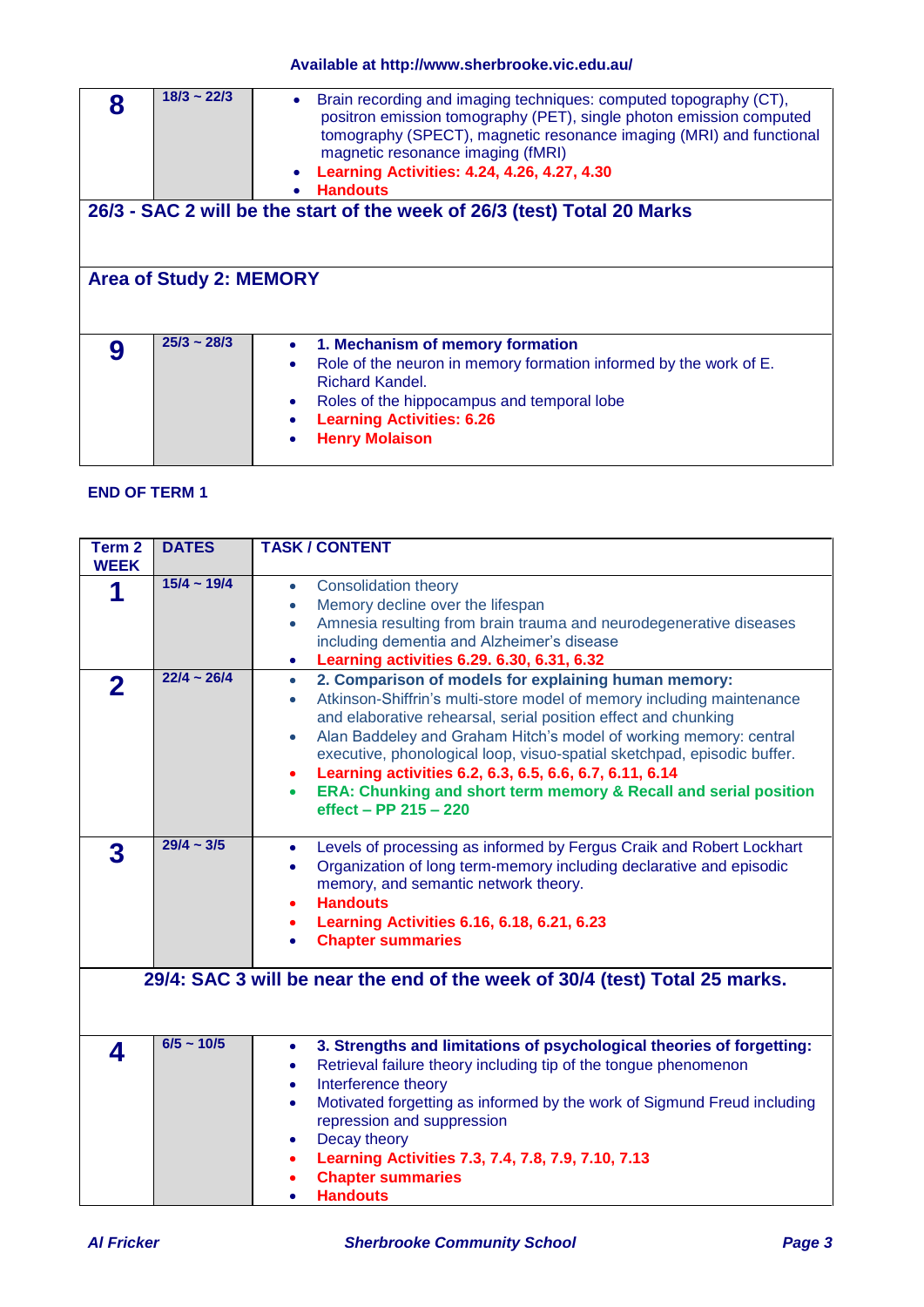Available at http://www.sherbrooke.vic.edu.au/

| | | |
|---|---|---|
| **8** | **18/3 ~ 22/3** | • Brain recording and imaging techniques: computed topography (CT), positron emission tomography (PET), single photon emission computed tomography (SPECT), magnetic resonance imaging (MRI) and functional magnetic resonance imaging (fMRI)<br>• **Learning Activities: 4.24, 4.26, 4.27, 4.30**<br>• **Handouts** |
| **26/3 - SAC 2 will be the start of the week of 26/3 (test) Total 20 Marks** | | |
| **Area of Study 2: MEMORY** | | |
| **9** | **25/3 ~ 28/3** | • **1. Mechanism of memory formation**<br>• Role of the neuron in memory formation informed by the work of E. Richard Kandel.<br>• Roles of the hippocampus and temporal lobe<br>• **Learning Activities: 6.26**<br>• **Henry Molaison** |

**END OF TERM 1**

| Term 2 WEEK | DATES | TASK / CONTENT |
|---|---|---|
| **1** | **15/4 ~ 19/4** | • Consolidation theory<br>• Memory decline over the lifespan<br>• Amnesia resulting from brain trauma and neurodegenerative diseases including dementia and Alzheimer's disease<br>• **Learning activities 6.29. 6.30, 6.31, 6.32** |
| **2** | **22/4 ~ 26/4** | • **2. Comparison of models for explaining human memory:**<br>• Atkinson-Shiffrin's multi-store model of memory including maintenance and elaborative rehearsal, serial position effect and chunking<br>• Alan Baddeley and Graham Hitch's model of working memory: central executive, phonological loop, visuo-spatial sketchpad, episodic buffer.<br>• **Learning activities 6.2, 6.3, 6.5, 6.6, 6.7, 6.11, 6.14**<br>• **ERA: Chunking and short term memory & Recall and serial position effect – PP 215 – 220** |
| **3** | **29/4 ~ 3/5** | • Levels of processing as informed by Fergus Craik and Robert Lockhart<br>• Organization of long term-memory including declarative and episodic memory, and semantic network theory.<br>• **Handouts**<br>• **Learning Activities 6.16, 6.18, 6.21, 6.23**<br>• **Chapter summaries** |
| **29/4: SAC 3 will be near the end of the week of 30/4 (test) Total 25 marks.** | | |
| **4** | **6/5 ~ 10/5** | • **3. Strengths and limitations of psychological theories of forgetting:**<br>• Retrieval failure theory including tip of the tongue phenomenon<br>• Interference theory<br>• Motivated forgetting as informed by the work of Sigmund Freud including repression and suppression<br>• Decay theory<br>• **Learning Activities 7.3, 7.4, 7.8, 7.9, 7.10, 7.13**<br>• **Chapter summaries**<br>• **Handouts** |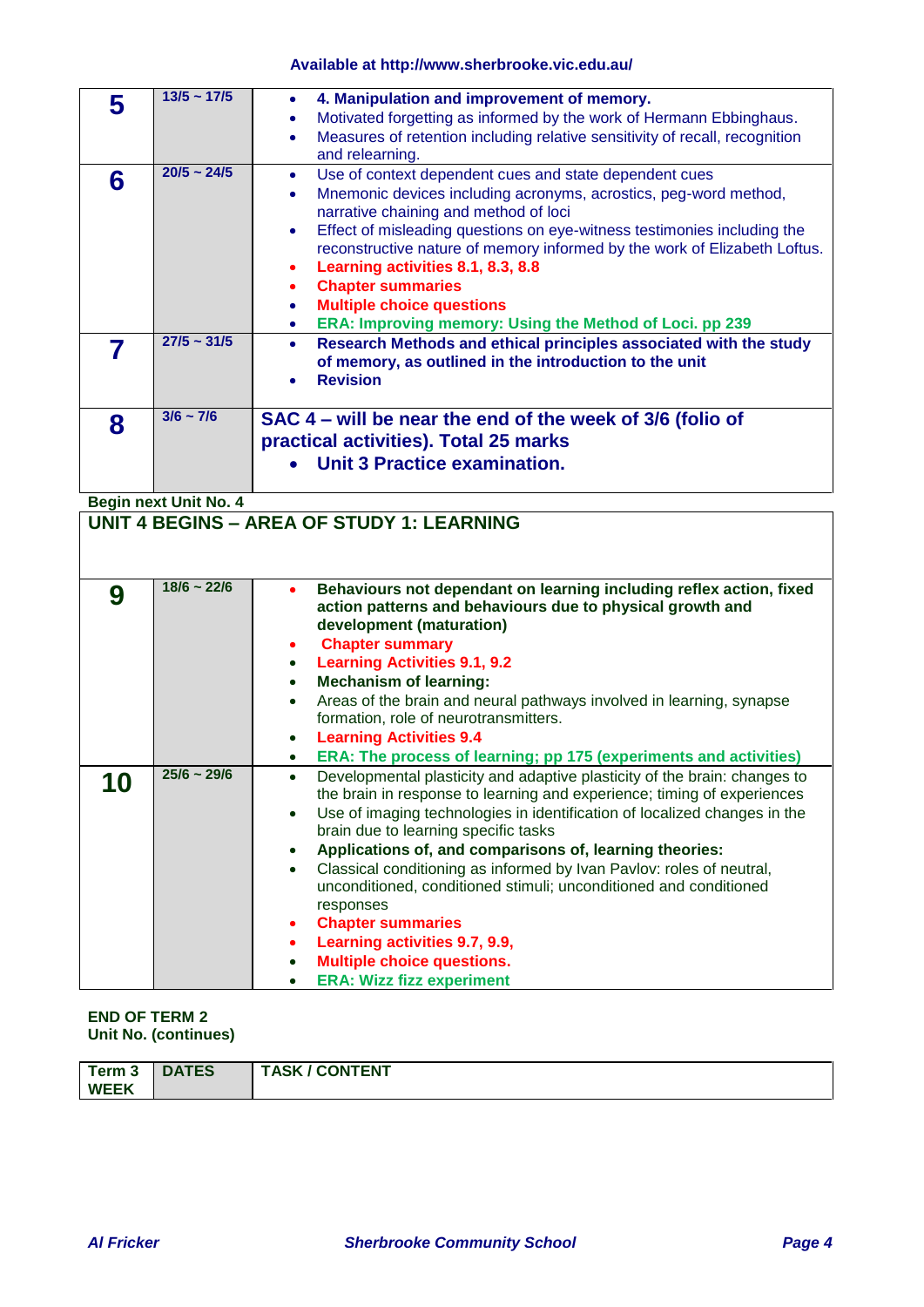| | | |
|---|---|---|
| **5** | **13/5 ~ 17/5** | • **4. Manipulation and improvement of memory.**<br>• Motivated forgetting as informed by the work of Hermann Ebbinghaus.<br>• Measures of retention including relative sensitivity of recall, recognition and relearning. |
| **6** | **20/5 ~ 24/5** | • Use of context dependent cues and state dependent cues<br>• Mnemonic devices including acronyms, acrostics, peg-word method, narrative chaining and method of loci<br>• Effect of misleading questions on eye-witness testimonies including the reconstructive nature of memory informed by the work of Elizabeth Loftus.<br>• **Learning activities 8.1, 8.3, 8.8**<br>• **Chapter summaries**<br>• **Multiple choice questions**<br>• **ERA: Improving memory: Using the Method of Loci. pp 239** |
| **7** | **27/5 ~ 31/5** | • **Research Methods and ethical principles associated with the study of memory, as outlined in the introduction to the unit**<br>• **Revision** |
| **8** | **3/6 ~ 7/6** | **SAC 4 – will be near the end of the week of 3/6 (folio of practical activities). Total 25 marks**<br>• **Unit 3 Practice examination.** |

**Begin next Unit No. 4**

| | | |
|---|---|---|
| **UNIT 4 BEGINS – AREA OF STUDY 1: LEARNING** | | |
| **9** | **18/6 ~ 22/6** | • **Behaviours not dependant on learning including reflex action, fixed action patterns and behaviours due to physical growth and development (maturation)**<br>• **Chapter summary**<br>• **Learning Activities 9.1, 9.2**<br>• **Mechanism of learning:**<br>• Areas of the brain and neural pathways involved in learning, synapse formation, role of neurotransmitters.<br>• **Learning Activities 9.4**<br>• **ERA: The process of learning; pp 175 (experiments and activities)** |
| **10** | **25/6 ~ 29/6** | • Developmental plasticity and adaptive plasticity of the brain: changes to the brain in response to learning and experience; timing of experiences<br>• Use of imaging technologies in identification of localized changes in the brain due to learning specific tasks<br>• **Applications of, and comparisons of, learning theories:**<br>• Classical conditioning as informed by Ivan Pavlov: roles of neutral, unconditioned, conditioned stimuli; unconditioned and conditioned responses<br>• **Chapter summaries**<br>• **Learning activities 9.7, 9.9,**<br>• **Multiple choice questions.**<br>• **ERA: Wizz fizz experiment** |

**END OF TERM 2**
**Unit No. (continues)**

| Term 3 WEEK | DATES | TASK / CONTENT |
|---|---|---|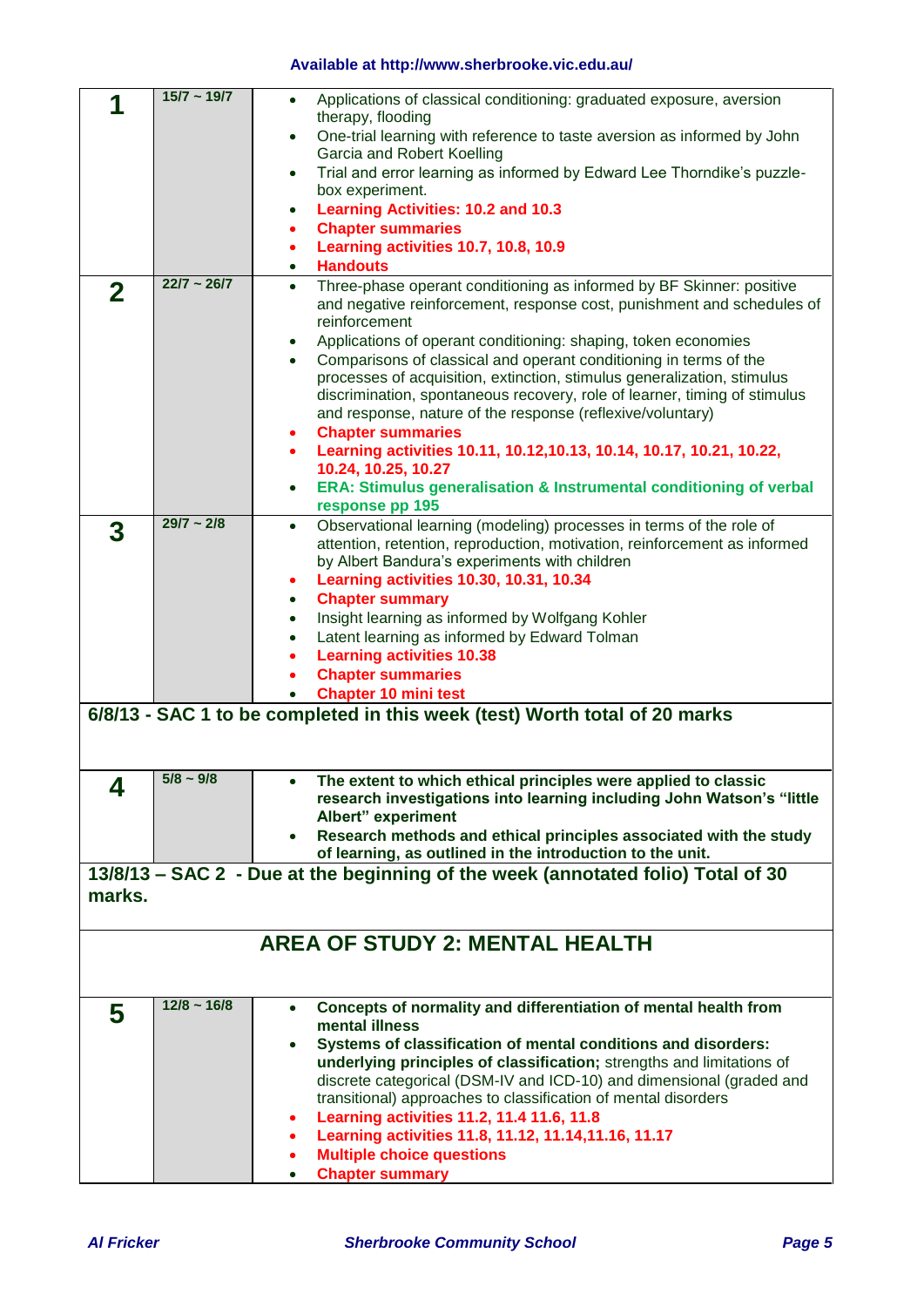Available at http://www.sherbrooke.vic.edu.au/

| Week | Dates | Content |
|---|---|---|
| **1** | **15/7 ~ 19/7** | • Applications of classical conditioning: graduated exposure, aversion therapy, flooding<br>• One-trial learning with reference to taste aversion as informed by John Garcia and Robert Koelling<br>• Trial and error learning as informed by Edward Lee Thorndike's puzzle-box experiment.<br>• **Learning Activities: 10.2 and 10.3**<br>• **Chapter summaries**<br>• **Learning activities 10.7, 10.8, 10.9**<br>• **Handouts** |
| **2** | **22/7 ~ 26/7** | • Three-phase operant conditioning as informed by BF Skinner: positive and negative reinforcement, response cost, punishment and schedules of reinforcement<br>• Applications of operant conditioning: shaping, token economies<br>• Comparisons of classical and operant conditioning in terms of the processes of acquisition, extinction, stimulus generalization, stimulus discrimination, spontaneous recovery, role of learner, timing of stimulus and response, nature of the response (reflexive/voluntary)<br>• **Chapter summaries**<br>• **Learning activities 10.11, 10.12,10.13, 10.14, 10.17, 10.21, 10.22, 10.24, 10.25, 10.27**<br>• **ERA: Stimulus generalisation & Instrumental conditioning of verbal response pp 195** |
| **3** | **29/7 ~ 2/8** | • Observational learning (modeling) processes in terms of the role of attention, retention, reproduction, motivation, reinforcement as informed by Albert Bandura's experiments with children<br>• **Learning activities 10.30, 10.31, 10.34**<br>• **Chapter summary**<br>• Insight learning as informed by Wolfgang Kohler<br>• Latent learning as informed by Edward Tolman<br>• **Learning activities 10.38**<br>• **Chapter summaries**<br>• **Chapter 10 mini test** |
| **6/8/13 - SAC 1 to be completed in this week (test) Worth total of 20 marks** | | |
| **4** | **5/8 ~ 9/8** | • **The extent to which ethical principles were applied to classic research investigations into learning including John Watson's "little Albert" experiment**<br>• **Research methods and ethical principles associated with the study of learning, as outlined in the introduction to the unit.** |
| **13/8/13 – SAC 2 - Due at the beginning of the week (annotated folio) Total of 30 marks.** | | |
| **AREA OF STUDY 2: MENTAL HEALTH** | | |
| **5** | **12/8 ~ 16/8** | • **Concepts of normality and differentiation of mental health from mental illness**<br>• **Systems of classification of mental conditions and disorders: underlying principles of classification;** strengths and limitations of discrete categorical (DSM-IV and ICD-10) and dimensional (graded and transitional) approaches to classification of mental disorders<br>• **Learning activities 11.2, 11.4 11.6, 11.8**<br>• **Learning activities 11.8, 11.12, 11.14,11.16, 11.17**<br>• **Multiple choice questions**<br>• **Chapter summary** |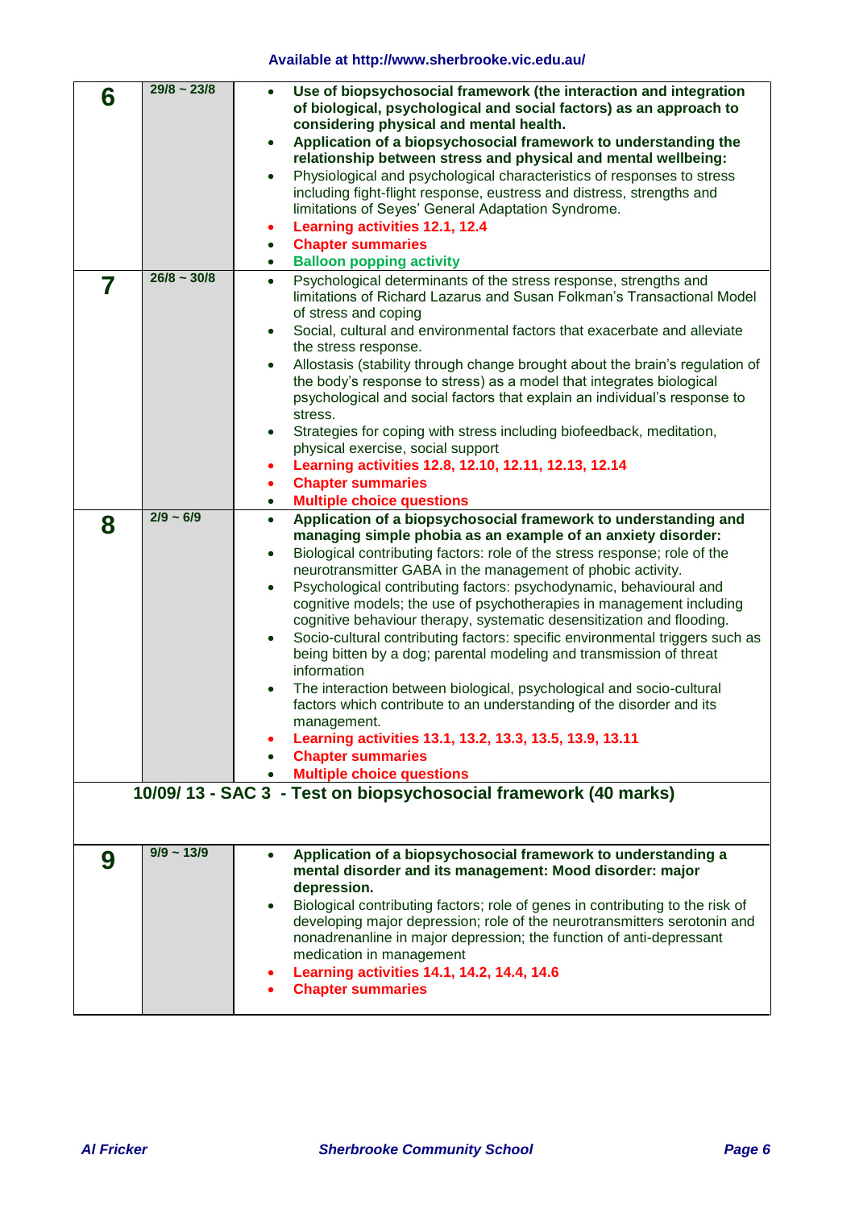| Week | Dates | Content |
|---|---|---|
| **6** | **29/8 ~ 23/8** | • **Use of biopsychosocial framework (the interaction and integration of biological, psychological and social factors) as an approach to considering physical and mental health.** <br> • **Application of a biopsychosocial framework to understanding the relationship between stress and physical and mental wellbeing:** <br> • Physiological and psychological characteristics of responses to stress including fight-flight response, eustress and distress, strengths and limitations of Seyes' General Adaptation Syndrome. <br> • **Learning activities 12.1, 12.4** <br> • **Chapter summaries** <br> • **Balloon popping activity** |
| **7** | **26/8 ~ 30/8** | • Psychological determinants of the stress response, strengths and limitations of Richard Lazarus and Susan Folkman's Transactional Model of stress and coping <br> • Social, cultural and environmental factors that exacerbate and alleviate the stress response. <br> • Allostasis (stability through change brought about the brain's regulation of the body's response to stress) as a model that integrates biological psychological and social factors that explain an individual's response to stress. <br> • Strategies for coping with stress including biofeedback, meditation, physical exercise, social support <br> • **Learning activities 12.8, 12.10, 12.11, 12.13, 12.14** <br> • **Chapter summaries** <br> • **Multiple choice questions** |
| **8** | **2/9 ~ 6/9** | • **Application of a biopsychosocial framework to understanding and managing simple phobia as an example of an anxiety disorder:** <br> • Biological contributing factors: role of the stress response; role of the neurotransmitter GABA in the management of phobic activity. <br> • Psychological contributing factors: psychodynamic, behavioural and cognitive models; the use of psychotherapies in management including cognitive behaviour therapy, systematic desensitization and flooding. <br> • Socio-cultural contributing factors: specific environmental triggers such as being bitten by a dog; parental modeling and transmission of threat information <br> • The interaction between biological, psychological and socio-cultural factors which contribute to an understanding of the disorder and its management. <br> • **Learning activities 13.1, 13.2, 13.3, 13.5, 13.9, 13.11** <br> • **Chapter summaries** <br> • **Multiple choice questions** |
| **10/09/ 13 - SAC 3 - Test on biopsychosocial framework (40 marks)** | | |
| **9** | **9/9 ~ 13/9** | • **Application of a biopsychosocial framework to understanding a mental disorder and its management: Mood disorder: major depression.** <br> • Biological contributing factors; role of genes in contributing to the risk of developing major depression; role of the neurotransmitters serotonin and nonadrenanline in major depression; the function of anti-depressant medication in management <br> • **Learning activities 14.1, 14.2, 14.4, 14.6** <br> • **Chapter summaries** |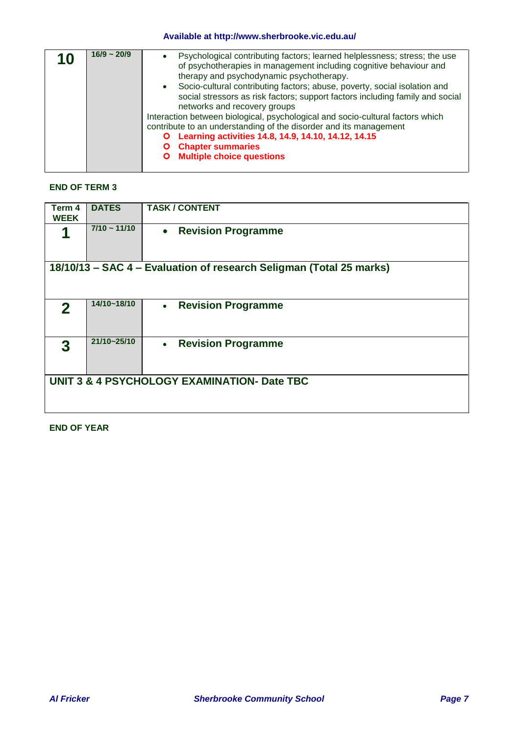| | | |
|---|---|---|
| **10** | **16/9 ~ 20/9** | • Psychological contributing factors; learned helplessness; stress; the use of psychotherapies in management including cognitive behaviour and therapy and psychodynamic psychotherapy.<br>• Socio-cultural contributing factors; abuse, poverty, social isolation and social stressors as risk factors; support factors including family and social networks and recovery groups<br>Interaction between biological, psychological and socio-cultural factors which contribute to an understanding of the disorder and its management<br>○ **Learning activities 14.8, 14.9, 14.10, 14.12, 14.15**<br>○ **Chapter summaries**<br>○ **Multiple choice questions** |

**END OF TERM 3**

| Term 4 WEEK | DATES | TASK / CONTENT |
|---|---|---|
| **1** | **7/10 ~ 11/10** | • **Revision Programme** |
| **18/10/13 – SAC 4 – Evaluation of research Seligman (Total 25 marks)** | | |
| **2** | **14/10~18/10** | • **Revision Programme** |
| **3** | **21/10~25/10** | • **Revision Programme** |
| **UNIT 3 & 4 PSYCHOLOGY EXAMINATION- Date TBC** | | |

**END OF YEAR**